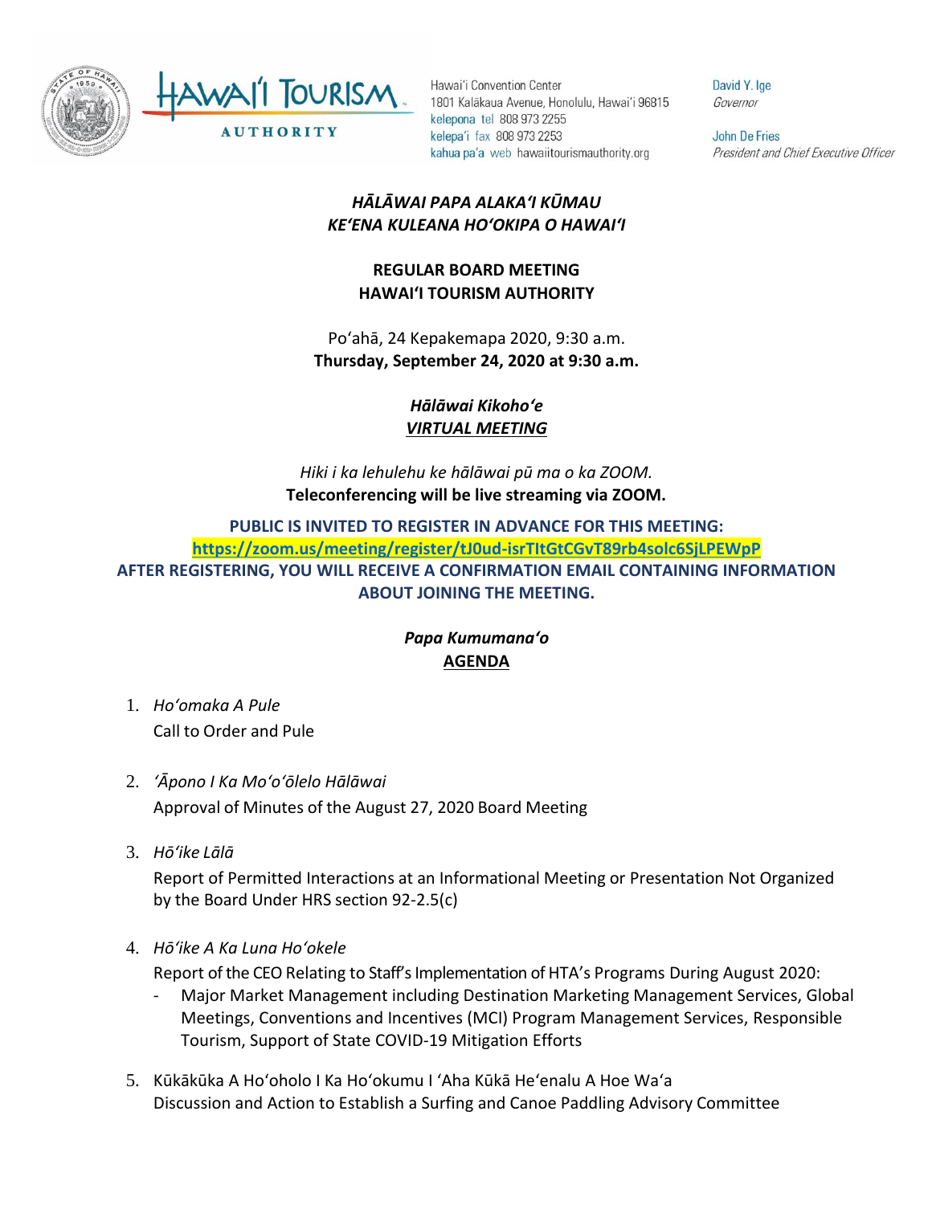Hawaiʻi Convention Center
1801 Kalākaua Avenue, Honolulu, Hawaiʻi 96815
kelepona tel 808 973 2255
kelepaʻi fax 808 973 2253
kahua paʻa web hawaiitourismauthority.org

David Y. Ige
*Governor*

John De Fries
*President and Chief Executive Officer*

***HĀLĀWAI PAPA ALAKAʻI KŪMAU***
***KEʻENA KULEANA HOʻOKIPA O HAWAIʻI***

**REGULAR BOARD MEETING**
**HAWAIʻI TOURISM AUTHORITY**

Poʻahā, 24 Kepakemapa 2020, 9:30 a.m.
**Thursday, September 24, 2020 at 9:30 a.m.**

***Hālāwai Kikohoʻe***
***VIRTUAL MEETING***

*Hiki i ka lehulehu ke hālāwai pū ma o ka ZOOM.*
**Teleconferencing will be live streaming via ZOOM.**

**PUBLIC IS INVITED TO REGISTER IN ADVANCE FOR THIS MEETING:**
**https://zoom.us/meeting/register/tJ0ud-isrTItGtCGvT89rb4solc6SjLPEWpP**
**AFTER REGISTERING, YOU WILL RECEIVE A CONFIRMATION EMAIL CONTAINING INFORMATION ABOUT JOINING THE MEETING.**

***Papa Kumumanaʻo***
**AGENDA**

1. *Hoʻomaka A Pule*
   Call to Order and Pule

2. *ʻĀpono I Ka Moʻoʻōlelo Hālāwai*
   Approval of Minutes of the August 27, 2020 Board Meeting

3. *Hōʻike Lālā*
   Report of Permitted Interactions at an Informational Meeting or Presentation Not Organized by the Board Under HRS section 92-2.5(c)

4. *Hōʻike A Ka Luna Hoʻokele*
   Report of the CEO Relating to Staff's Implementation of HTA's Programs During August 2020:
   - Major Market Management including Destination Marketing Management Services, Global Meetings, Conventions and Incentives (MCI) Program Management Services, Responsible Tourism, Support of State COVID-19 Mitigation Efforts

5. Kūkākūka A Hoʻoholo I Ka Hoʻokumu I ʻAha Kūkā Heʻenalu A Hoe Waʻa
   Discussion and Action to Establish a Surfing and Canoe Paddling Advisory Committee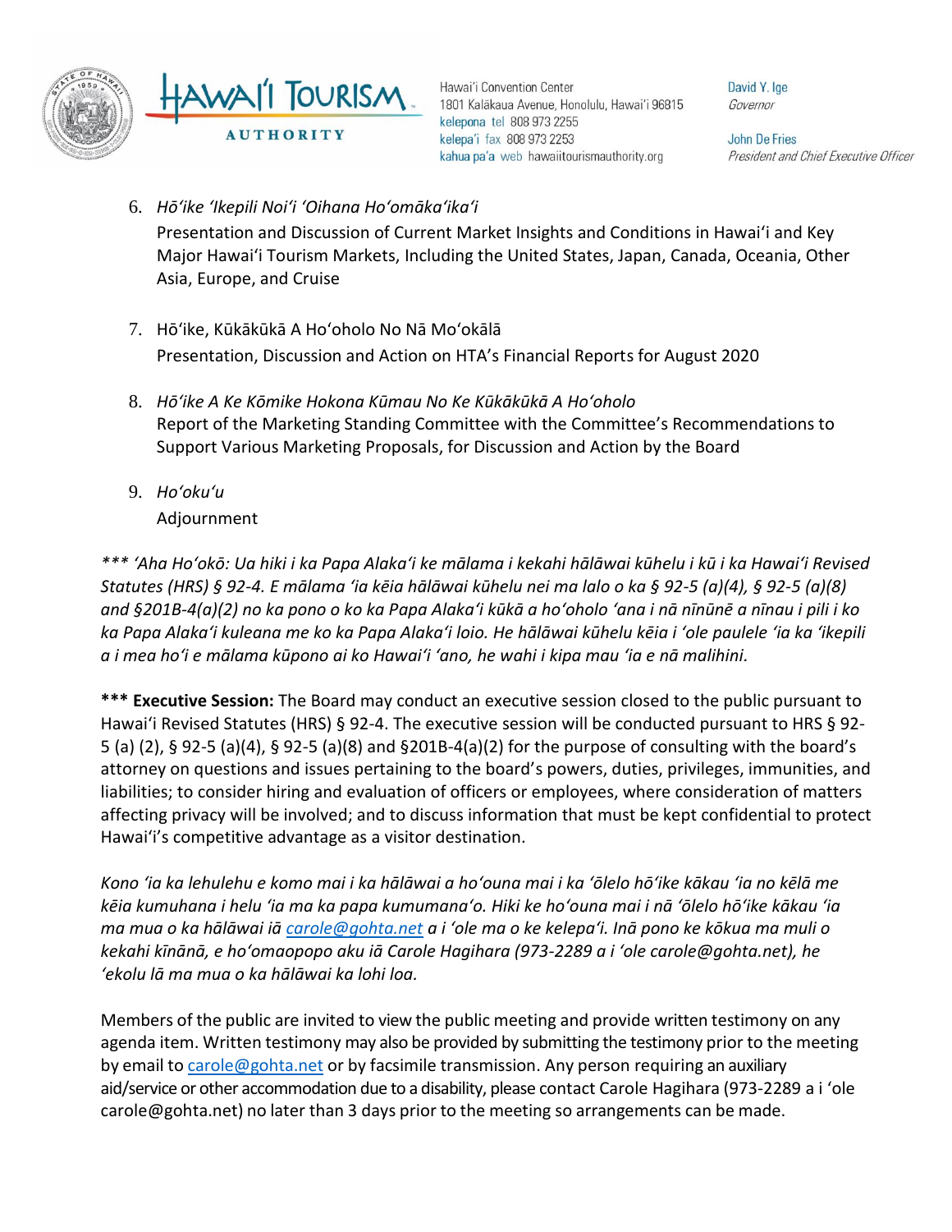6. *Hōʻike ʻIkepili Noiʻi ʻOihana Hoʻomākaʻikaʻi*
   Presentation and Discussion of Current Market Insights and Conditions in Hawaiʻi and Key Major Hawaiʻi Tourism Markets, Including the United States, Japan, Canada, Oceania, Other Asia, Europe, and Cruise

7. Hōʻike, Kūkākūkā A Hoʻoholo No Nā Moʻokālā
   Presentation, Discussion and Action on HTA's Financial Reports for August 2020

8. *Hōʻike A Ke Kōmike Hokona Kūmau No Ke Kūkākūkā A Hoʻoholo*
   Report of the Marketing Standing Committee with the Committee's Recommendations to Support Various Marketing Proposals, for Discussion and Action by the Board

9. *Hoʻokuʻu*
   Adjournment

*\*\*\* ʻAha Hoʻokō: Ua hiki i ka Papa Alakaʻi ke mālama i kekahi hālāwai kūhelu i kū i ka Hawaiʻi Revised Statutes (HRS) § 92-4. E mālama ʻia kēia hālāwai kūhelu nei ma lalo o ka § 92-5 (a)(4), § 92-5 (a)(8) and §201B-4(a)(2) no ka pono o ko ka Papa Alakaʻi kūkā a hoʻoholo ʻana i nā nīnūnē a nīnau i pili i ko ka Papa Alakaʻi kuleana me ko ka Papa Alakaʻi loio. He hālāwai kūhelu kēia i ʻole paulele ʻia ka ʻikepili a i mea hoʻi e mālama kūpono ai ko Hawaiʻi ʻano, he wahi i kipa mau ʻia e nā malihini.*

**\*\*\* Executive Session:** The Board may conduct an executive session closed to the public pursuant to Hawaiʻi Revised Statutes (HRS) § 92-4. The executive session will be conducted pursuant to HRS § 92-5 (a) (2), § 92-5 (a)(4), § 92-5 (a)(8) and §201B-4(a)(2) for the purpose of consulting with the board's attorney on questions and issues pertaining to the board's powers, duties, privileges, immunities, and liabilities; to consider hiring and evaluation of officers or employees, where consideration of matters affecting privacy will be involved; and to discuss information that must be kept confidential to protect Hawaiʻi's competitive advantage as a visitor destination.

*Kono ʻia ka lehulehu e komo mai i ka hālāwai a hoʻouna mai i ka ʻōlelo hōʻike kākau ʻia no kēlā me kēia kumuhana i helu ʻia ma ka papa kumumanaʻo. Hiki ke hoʻouna mai i nā ʻōlelo hōʻike kākau ʻia ma mua o ka hālāwai iā carole@gohta.net a i ʻole ma o ke kelepaʻi. Inā pono ke kōkua ma muli o kekahi kīnānā, e hoʻomaopopo aku iā Carole Hagihara (973-2289 a i ʻole carole@gohta.net), he ʻekolu lā ma mua o ka hālāwai ka lohi loa.*

Members of the public are invited to view the public meeting and provide written testimony on any agenda item. Written testimony may also be provided by submitting the testimony prior to the meeting by email to carole@gohta.net or by facsimile transmission. Any person requiring an auxiliary aid/service or other accommodation due to a disability, please contact Carole Hagihara (973-2289 a i ʻole carole@gohta.net) no later than 3 days prior to the meeting so arrangements can be made.